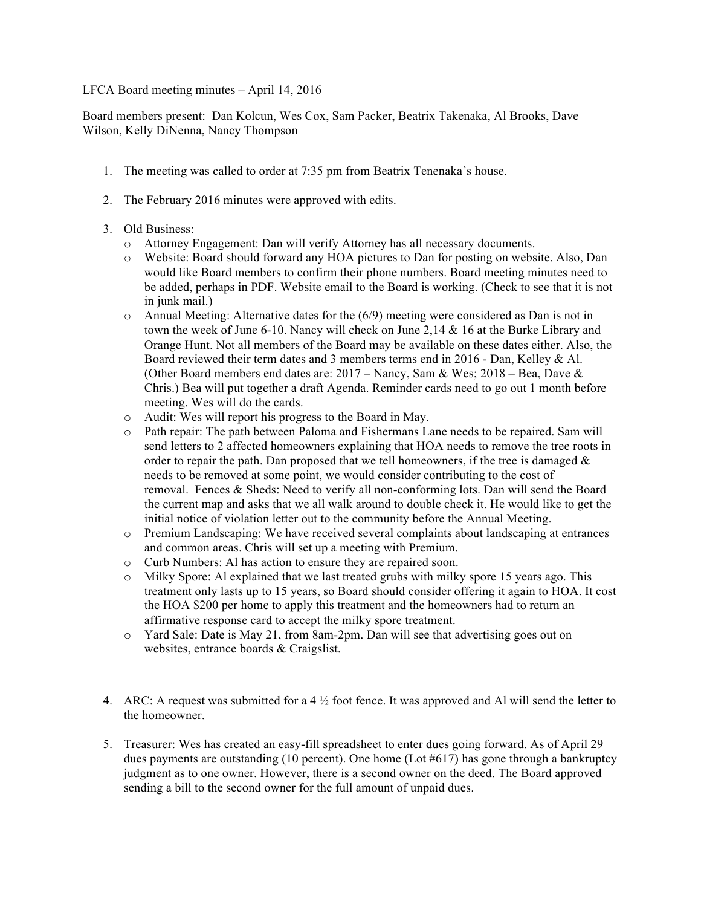LFCA Board meeting minutes – April 14, 2016

Board members present: Dan Kolcun, Wes Cox, Sam Packer, Beatrix Takenaka, Al Brooks, Dave Wilson, Kelly DiNenna, Nancy Thompson

1. The meeting was called to order at 7:35 pm from Beatrix Tenenaka's house.

2. The February 2016 minutes were approved with edits.

3. Old Business:
   - Attorney Engagement: Dan will verify Attorney has all necessary documents.
   - Website: Board should forward any HOA pictures to Dan for posting on website. Also, Dan would like Board members to confirm their phone numbers. Board meeting minutes need to be added, perhaps in PDF. Website email to the Board is working. (Check to see that it is not in junk mail.)
   - Annual Meeting: Alternative dates for the (6/9) meeting were considered as Dan is not in town the week of June 6-10. Nancy will check on June 2,14 & 16 at the Burke Library and Orange Hunt. Not all members of the Board may be available on these dates either. Also, the Board reviewed their term dates and 3 members terms end in 2016 - Dan, Kelley & Al. (Other Board members end dates are: 2017 – Nancy, Sam & Wes; 2018 – Bea, Dave & Chris.) Bea will put together a draft Agenda. Reminder cards need to go out 1 month before meeting. Wes will do the cards.
   - Audit: Wes will report his progress to the Board in May.
   - Path repair: The path between Paloma and Fishermans Lane needs to be repaired. Sam will send letters to 2 affected homeowners explaining that HOA needs to remove the tree roots in order to repair the path. Dan proposed that we tell homeowners, if the tree is damaged & needs to be removed at some point, we would consider contributing to the cost of removal. Fences & Sheds: Need to verify all non-conforming lots. Dan will send the Board the current map and asks that we all walk around to double check it. He would like to get the initial notice of violation letter out to the community before the Annual Meeting.
   - Premium Landscaping: We have received several complaints about landscaping at entrances and common areas. Chris will set up a meeting with Premium.
   - Curb Numbers: Al has action to ensure they are repaired soon.
   - Milky Spore: Al explained that we last treated grubs with milky spore 15 years ago. This treatment only lasts up to 15 years, so Board should consider offering it again to HOA. It cost the HOA $200 per home to apply this treatment and the homeowners had to return an affirmative response card to accept the milky spore treatment.
   - Yard Sale: Date is May 21, from 8am-2pm. Dan will see that advertising goes out on websites, entrance boards & Craigslist.

4. ARC: A request was submitted for a 4 ½ foot fence. It was approved and Al will send the letter to the homeowner.

5. Treasurer: Wes has created an easy-fill spreadsheet to enter dues going forward. As of April 29 dues payments are outstanding (10 percent). One home (Lot #617) has gone through a bankruptcy judgment as to one owner. However, there is a second owner on the deed. The Board approved sending a bill to the second owner for the full amount of unpaid dues.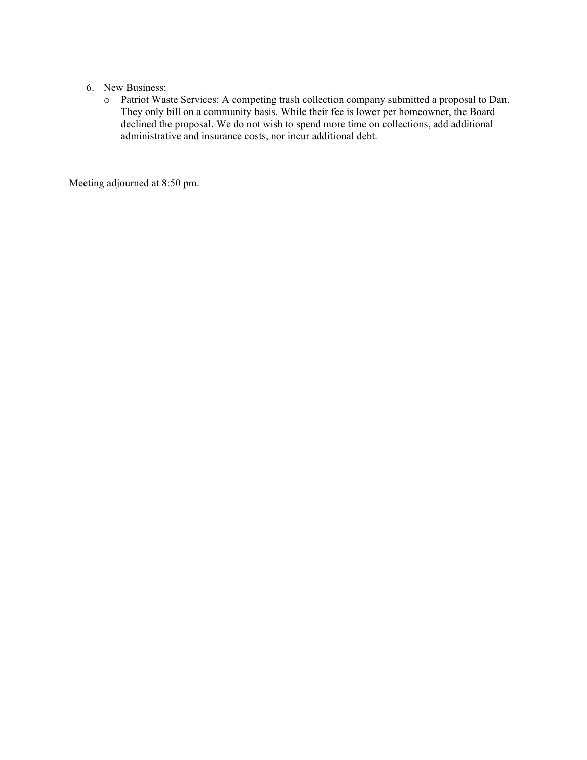6. New Business:
   - Patriot Waste Services: A competing trash collection company submitted a proposal to Dan. They only bill on a community basis. While their fee is lower per homeowner, the Board declined the proposal. We do not wish to spend more time on collections, add additional administrative and insurance costs, nor incur additional debt.

Meeting adjourned at 8:50 pm.